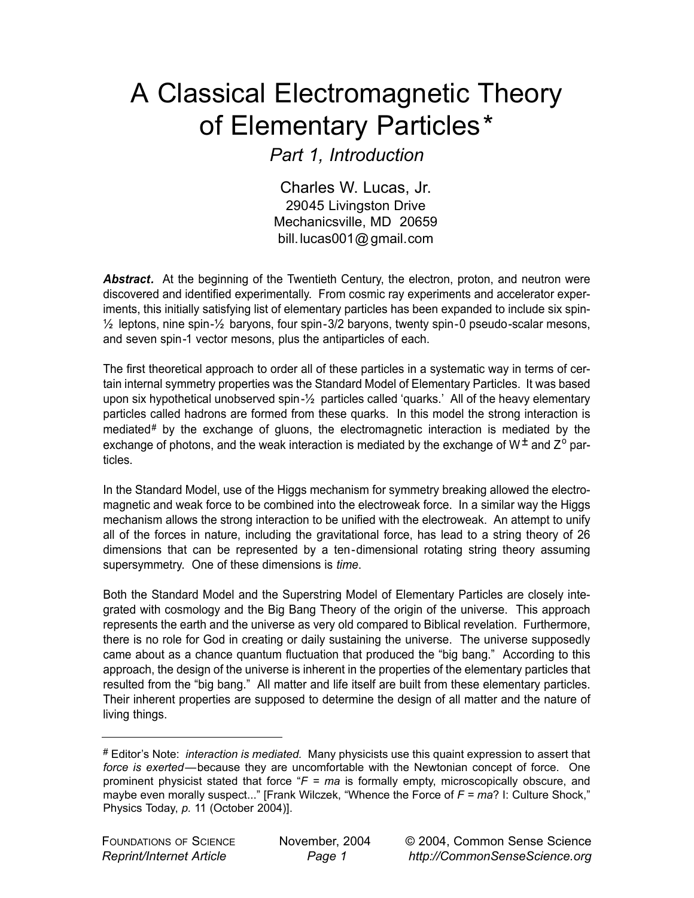# A Classical Electromagnetic Theory of Elementary Particles*

*Part 1, Introduction*

Charles W. Lucas, Jr.
29045 Livingston Drive
Mechanicsville, MD 20659
bill.lucas001@gmail.com

***Abstract.*** At the beginning of the Twentieth Century, the electron, proton, and neutron were discovered and identified experimentally. From cosmic ray experiments and accelerator experiments, this initially satisfying list of elementary particles has been expanded to include six spin-½ leptons, nine spin-½ baryons, four spin-3/2 baryons, twenty spin-0 pseudo-scalar mesons, and seven spin-1 vector mesons, plus the antiparticles of each.

The first theoretical approach to order all of these particles in a systematic way in terms of certain internal symmetry properties was the Standard Model of Elementary Particles. It was based upon six hypothetical unobserved spin-½ particles called 'quarks.' All of the heavy elementary particles called hadrons are formed from these quarks. In this model the strong interaction is mediated[#] by the exchange of gluons, the electromagnetic interaction is mediated by the exchange of photons, and the weak interaction is mediated by the exchange of $W^{\pm}$ and $Z^{o}$ particles.

In the Standard Model, use of the Higgs mechanism for symmetry breaking allowed the electromagnetic and weak force to be combined into the electroweak force. In a similar way the Higgs mechanism allows the strong interaction to be unified with the electroweak. An attempt to unify all of the forces in nature, including the gravitational force, has lead to a string theory of 26 dimensions that can be represented by a ten-dimensional rotating string theory assuming supersymmetry. One of these dimensions is *time.*

Both the Standard Model and the Superstring Model of Elementary Particles are closely integrated with cosmology and the Big Bang Theory of the origin of the universe. This approach represents the earth and the universe as very old compared to Biblical revelation. Furthermore, there is no role for God in creating or daily sustaining the universe. The universe supposedly came about as a chance quantum fluctuation that produced the "big bang." According to this approach, the design of the universe is inherent in the properties of the elementary particles that resulted from the "big bang." All matter and life itself are built from these elementary particles. Their inherent properties are supposed to determine the design of all matter and the nature of living things.

---

[#] Editor's Note: *interaction is mediated.* Many physicists use this quaint expression to assert that *force is exerted*—because they are uncomfortable with the Newtonian concept of force. One prominent physicist stated that force "$F = ma$ is formally empty, microscopically obscure, and maybe even morally suspect..." [Frank Wilczek, "Whence the Force of $F = ma$? I: Culture Shock," Physics Today, *p.* 11 (October 2004)].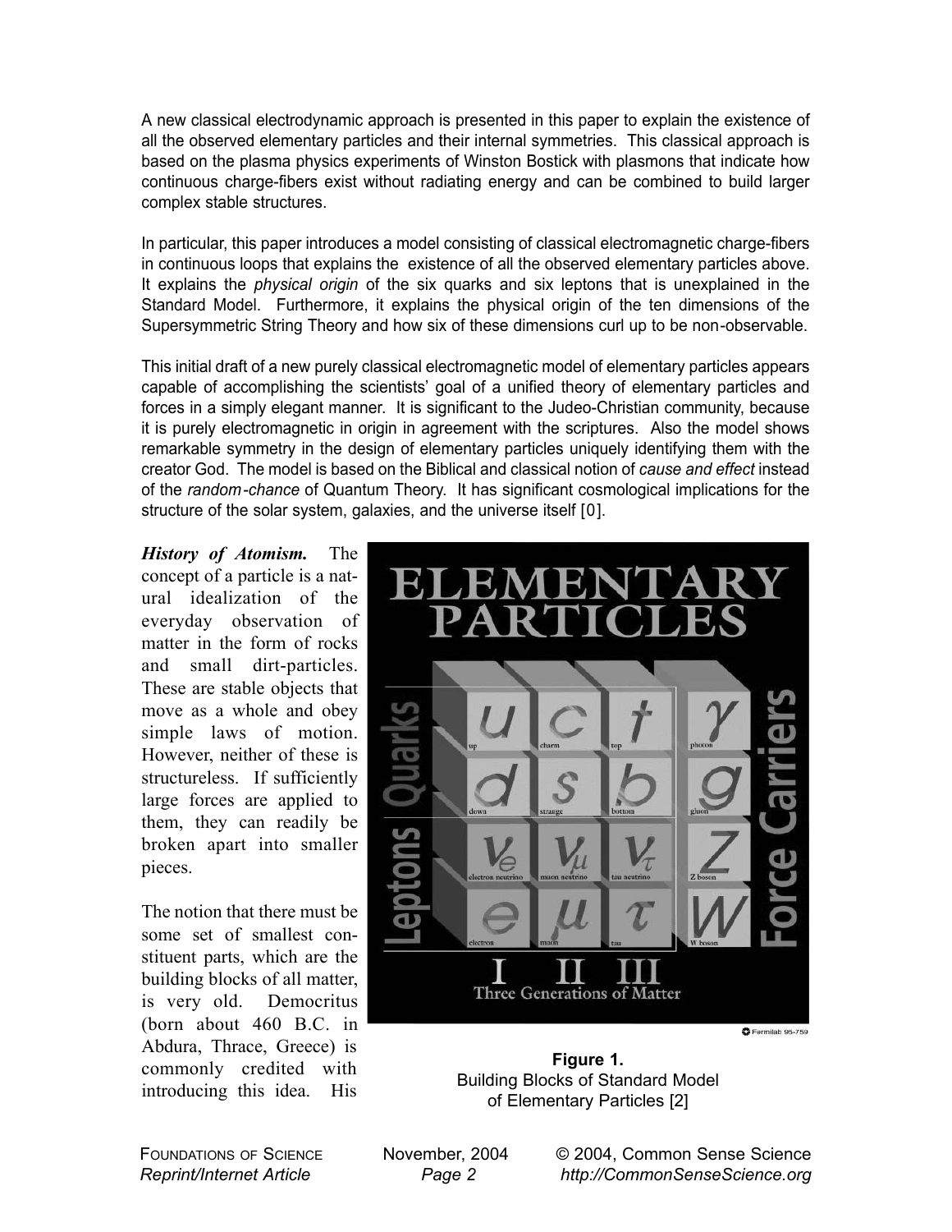A new classical electrodynamic approach is presented in this paper to explain the existence of all the observed elementary particles and their internal symmetries. This classical approach is based on the plasma physics experiments of Winston Bostick with plasmons that indicate how continuous charge-fibers exist without radiating energy and can be combined to build larger complex stable structures.

In particular, this paper introduces a model consisting of classical electromagnetic charge-fibers in continuous loops that explains the existence of all the observed elementary particles above. It explains the *physical origin* of the six quarks and six leptons that is unexplained in the Standard Model. Furthermore, it explains the physical origin of the ten dimensions of the Supersymmetric String Theory and how six of these dimensions curl up to be non-observable.

This initial draft of a new purely classical electromagnetic model of elementary particles appears capable of accomplishing the scientists' goal of a unified theory of elementary particles and forces in a simply elegant manner. It is significant to the Judeo-Christian community, because it is purely electromagnetic in origin in agreement with the scriptures. Also the model shows remarkable symmetry in the design of elementary particles uniquely identifying them with the creator God. The model is based on the Biblical and classical notion of *cause and effect* instead of the *random-chance* of Quantum Theory. It has significant cosmological implications for the structure of the solar system, galaxies, and the universe itself [0].

***History of Atomism.*** The concept of a particle is a natural idealization of the everyday observation of matter in the form of rocks and small dirt-particles. These are stable objects that move as a whole and obey simple laws of motion. However, neither of these is structureless. If sufficiently large forces are applied to them, they can readily be broken apart into smaller pieces.

The notion that there must be some set of smallest constituent parts, which are the building blocks of all matter, is very old. Democritus (born about 460 B.C. in Abdura, Thrace, Greece) is commonly credited with introducing this idea. His

**Figure 1.**
Building Blocks of Standard Model of Elementary Particles [2]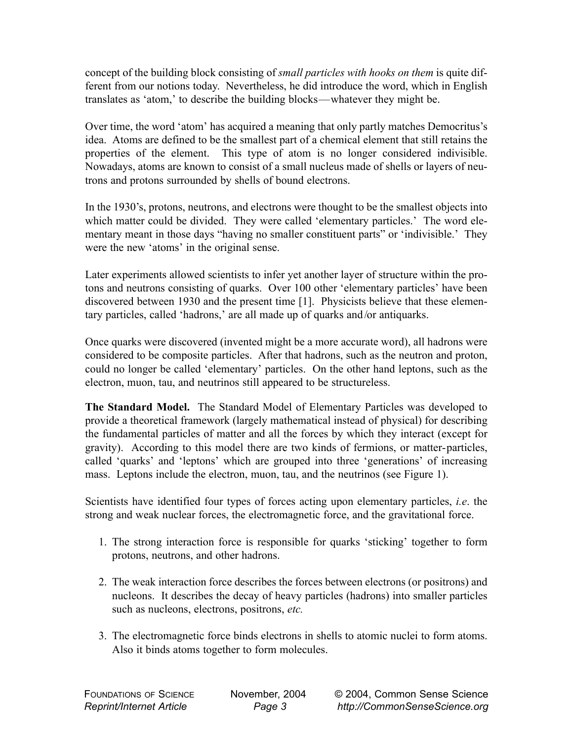concept of the building block consisting of *small particles with hooks on them* is quite different from our notions today. Nevertheless, he did introduce the word, which in English translates as 'atom,' to describe the building blocks—whatever they might be.

Over time, the word 'atom' has acquired a meaning that only partly matches Democritus's idea. Atoms are defined to be the smallest part of a chemical element that still retains the properties of the element. This type of atom is no longer considered indivisible. Nowadays, atoms are known to consist of a small nucleus made of shells or layers of neutrons and protons surrounded by shells of bound electrons.

In the 1930's, protons, neutrons, and electrons were thought to be the smallest objects into which matter could be divided. They were called 'elementary particles.' The word elementary meant in those days "having no smaller constituent parts" or 'indivisible.' They were the new 'atoms' in the original sense.

Later experiments allowed scientists to infer yet another layer of structure within the protons and neutrons consisting of quarks. Over 100 other 'elementary particles' have been discovered between 1930 and the present time [1]. Physicists believe that these elementary particles, called 'hadrons,' are all made up of quarks and/or antiquarks.

Once quarks were discovered (invented might be a more accurate word), all hadrons were considered to be composite particles. After that hadrons, such as the neutron and proton, could no longer be called 'elementary' particles. On the other hand leptons, such as the electron, muon, tau, and neutrinos still appeared to be structureless.

**The Standard Model.** The Standard Model of Elementary Particles was developed to provide a theoretical framework (largely mathematical instead of physical) for describing the fundamental particles of matter and all the forces by which they interact (except for gravity). According to this model there are two kinds of fermions, or matter-particles, called 'quarks' and 'leptons' which are grouped into three 'generations' of increasing mass. Leptons include the electron, muon, tau, and the neutrinos (see Figure 1).

Scientists have identified four types of forces acting upon elementary particles, *i.e*. the strong and weak nuclear forces, the electromagnetic force, and the gravitational force.

1. The strong interaction force is responsible for quarks 'sticking' together to form protons, neutrons, and other hadrons.

2. The weak interaction force describes the forces between electrons (or positrons) and nucleons. It describes the decay of heavy particles (hadrons) into smaller particles such as nucleons, electrons, positrons, *etc.*

3. The electromagnetic force binds electrons in shells to atomic nuclei to form atoms. Also it binds atoms together to form molecules.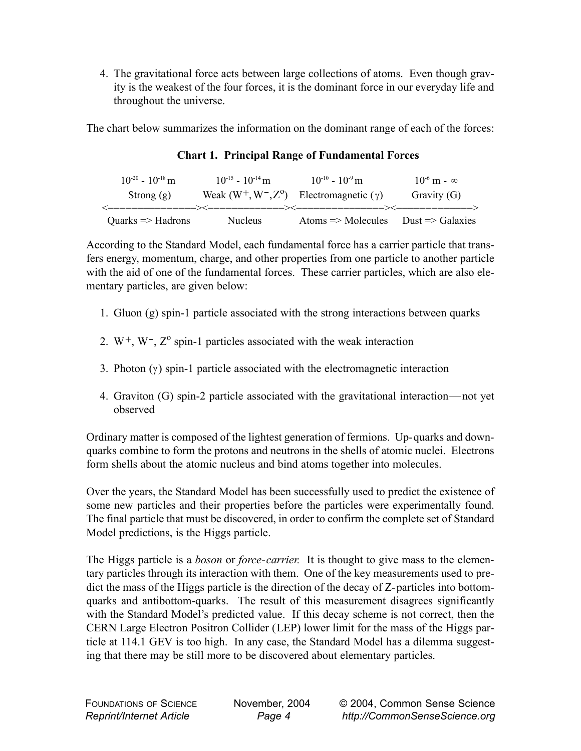4. The gravitational force acts between large collections of atoms. Even though gravity is the weakest of the four forces, it is the dominant force in our everyday life and throughout the universe.

The chart below summarizes the information on the dominant range of each of the forces:

**Chart 1. Principal Range of Fundamental Forces**

| $10^{-20}$ - $10^{-18}$ m | $10^{-15}$ - $10^{-14}$ m | $10^{-10}$ - $10^{-9}$ m | $10^{-6}$ m - $\infty$ |
|---|---|---|---|
| Strong (g) | Weak ($W^+, W^-, Z^o$) | Electromagnetic ($\gamma$) | Gravity (G) |
| <===============> | <=============> | <===============> | <=============> |
| Quarks => Hadrons | Nucleus | Atoms => Molecules | Dust => Galaxies |

According to the Standard Model, each fundamental force has a carrier particle that transfers energy, momentum, charge, and other properties from one particle to another particle with the aid of one of the fundamental forces. These carrier particles, which are also elementary particles, are given below:

1. Gluon (g) spin-1 particle associated with the strong interactions between quarks

2. $W^+$, $W^-$, $Z^o$ spin-1 particles associated with the weak interaction

3. Photon ($\gamma$) spin-1 particle associated with the electromagnetic interaction

4. Graviton (G) spin-2 particle associated with the gravitational interaction—not yet observed

Ordinary matter is composed of the lightest generation of fermions. Up-quarks and down-quarks combine to form the protons and neutrons in the shells of atomic nuclei. Electrons form shells about the atomic nucleus and bind atoms together into molecules.

Over the years, the Standard Model has been successfully used to predict the existence of some new particles and their properties before the particles were experimentally found. The final particle that must be discovered, in order to confirm the complete set of Standard Model predictions, is the Higgs particle.

The Higgs particle is a *boson* or *force-carrier.* It is thought to give mass to the elementary particles through its interaction with them. One of the key measurements used to predict the mass of the Higgs particle is the direction of the decay of Z-particles into bottom-quarks and antibottom-quarks. The result of this measurement disagrees significantly with the Standard Model's predicted value. If this decay scheme is not correct, then the CERN Large Electron Positron Collider (LEP) lower limit for the mass of the Higgs particle at 114.1 GEV is too high. In any case, the Standard Model has a dilemma suggesting that there may be still more to be discovered about elementary particles.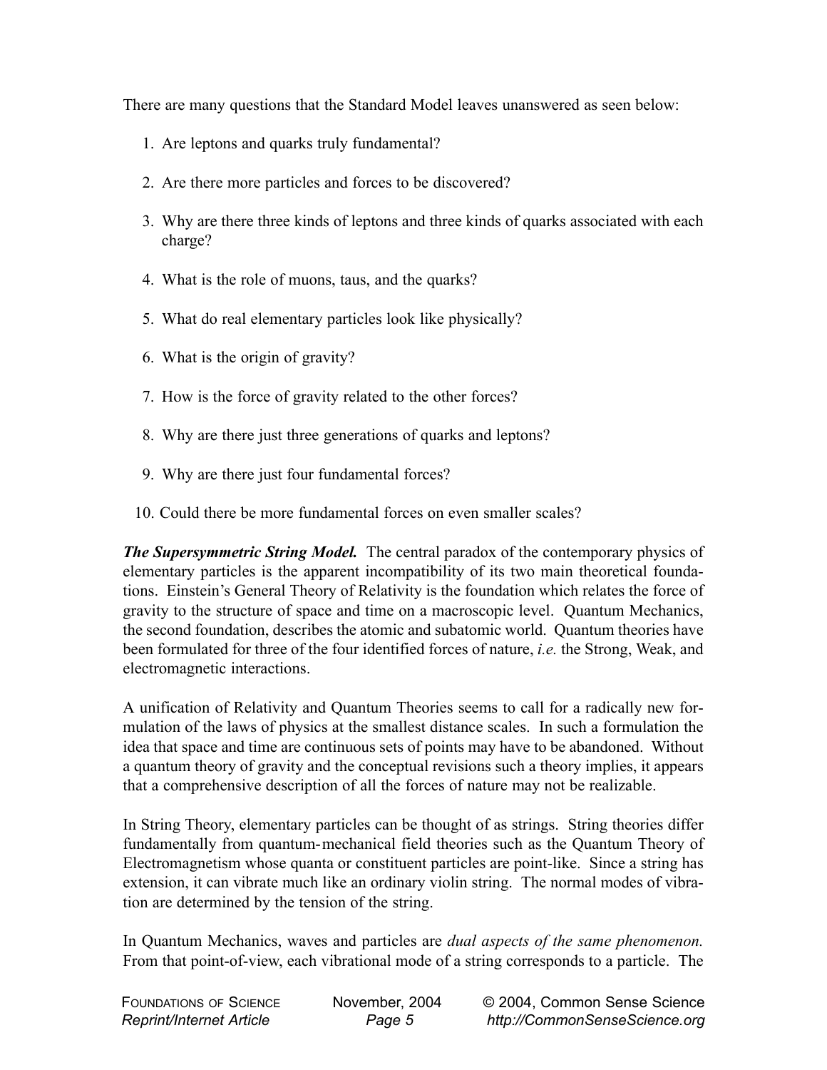There are many questions that the Standard Model leaves unanswered as seen below:

1. Are leptons and quarks truly fundamental?
2. Are there more particles and forces to be discovered?
3. Why are there three kinds of leptons and three kinds of quarks associated with each charge?
4. What is the role of muons, taus, and the quarks?
5. What do real elementary particles look like physically?
6. What is the origin of gravity?
7. How is the force of gravity related to the other forces?
8. Why are there just three generations of quarks and leptons?
9. Why are there just four fundamental forces?
10. Could there be more fundamental forces on even smaller scales?

***The Supersymmetric String Model.*** The central paradox of the contemporary physics of elementary particles is the apparent incompatibility of its two main theoretical foundations. Einstein's General Theory of Relativity is the foundation which relates the force of gravity to the structure of space and time on a macroscopic level. Quantum Mechanics, the second foundation, describes the atomic and subatomic world. Quantum theories have been formulated for three of the four identified forces of nature, *i.e.* the Strong, Weak, and electromagnetic interactions.

A unification of Relativity and Quantum Theories seems to call for a radically new formulation of the laws of physics at the smallest distance scales. In such a formulation the idea that space and time are continuous sets of points may have to be abandoned. Without a quantum theory of gravity and the conceptual revisions such a theory implies, it appears that a comprehensive description of all the forces of nature may not be realizable.

In String Theory, elementary particles can be thought of as strings. String theories differ fundamentally from quantum-mechanical field theories such as the Quantum Theory of Electromagnetism whose quanta or constituent particles are point-like. Since a string has extension, it can vibrate much like an ordinary violin string. The normal modes of vibration are determined by the tension of the string.

In Quantum Mechanics, waves and particles are *dual aspects of the same phenomenon.* From that point-of-view, each vibrational mode of a string corresponds to a particle. The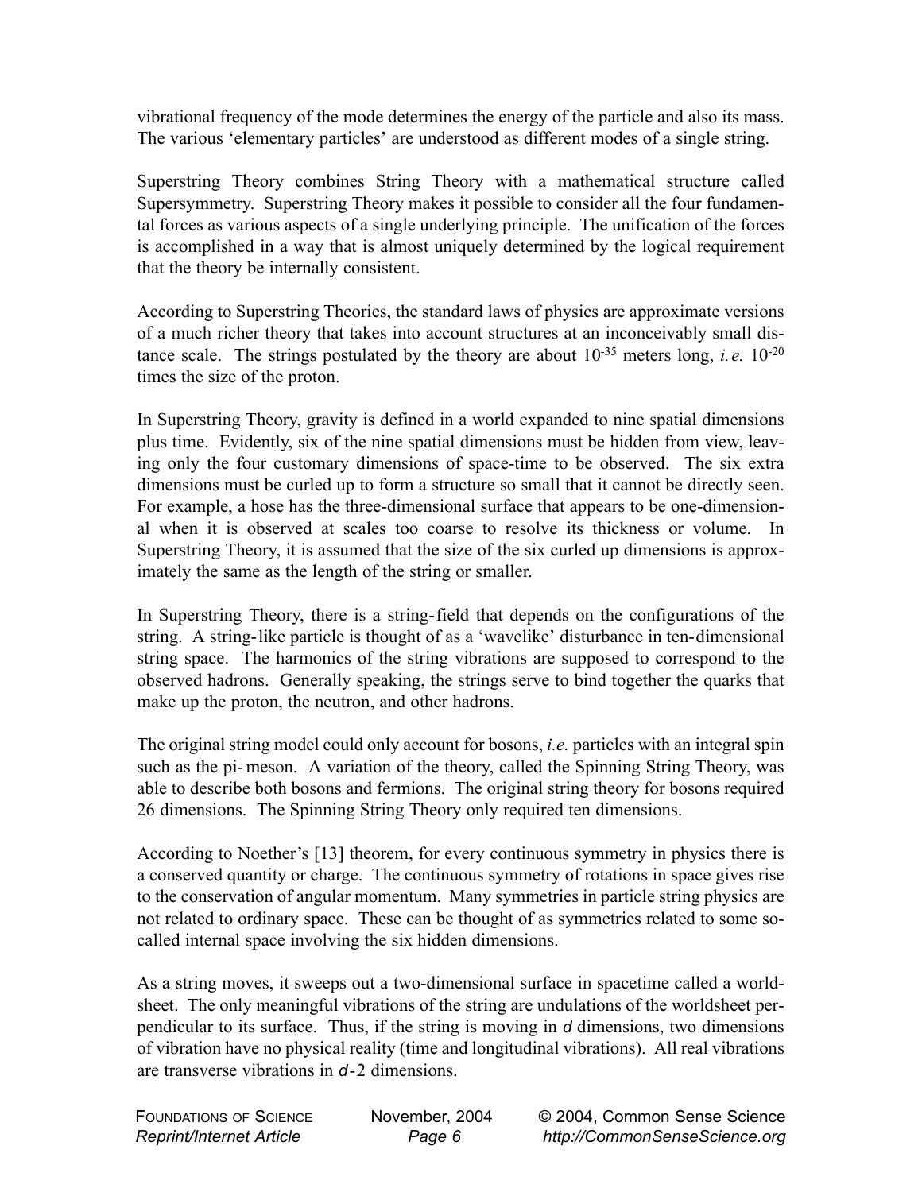vibrational frequency of the mode determines the energy of the particle and also its mass. The various 'elementary particles' are understood as different modes of a single string.

Superstring Theory combines String Theory with a mathematical structure called Supersymmetry. Superstring Theory makes it possible to consider all the four fundamental forces as various aspects of a single underlying principle. The unification of the forces is accomplished in a way that is almost uniquely determined by the logical requirement that the theory be internally consistent.

According to Superstring Theories, the standard laws of physics are approximate versions of a much richer theory that takes into account structures at an inconceivably small distance scale. The strings postulated by the theory are about $10^{-35}$ meters long, *i.e.* $10^{-20}$ times the size of the proton.

In Superstring Theory, gravity is defined in a world expanded to nine spatial dimensions plus time. Evidently, six of the nine spatial dimensions must be hidden from view, leaving only the four customary dimensions of space-time to be observed. The six extra dimensions must be curled up to form a structure so small that it cannot be directly seen. For example, a hose has the three-dimensional surface that appears to be one-dimensional when it is observed at scales too coarse to resolve its thickness or volume. In Superstring Theory, it is assumed that the size of the six curled up dimensions is approximately the same as the length of the string or smaller.

In Superstring Theory, there is a string-field that depends on the configurations of the string. A string-like particle is thought of as a 'wavelike' disturbance in ten-dimensional string space. The harmonics of the string vibrations are supposed to correspond to the observed hadrons. Generally speaking, the strings serve to bind together the quarks that make up the proton, the neutron, and other hadrons.

The original string model could only account for bosons, *i.e.* particles with an integral spin such as the pi-meson. A variation of the theory, called the Spinning String Theory, was able to describe both bosons and fermions. The original string theory for bosons required 26 dimensions. The Spinning String Theory only required ten dimensions.

According to Noether's [13] theorem, for every continuous symmetry in physics there is a conserved quantity or charge. The continuous symmetry of rotations in space gives rise to the conservation of angular momentum. Many symmetries in particle string physics are not related to ordinary space. These can be thought of as symmetries related to some so-called internal space involving the six hidden dimensions.

As a string moves, it sweeps out a two-dimensional surface in spacetime called a worldsheet. The only meaningful vibrations of the string are undulations of the worldsheet perpendicular to its surface. Thus, if the string is moving in $d$ dimensions, two dimensions of vibration have no physical reality (time and longitudinal vibrations). All real vibrations are transverse vibrations in $d-2$ dimensions.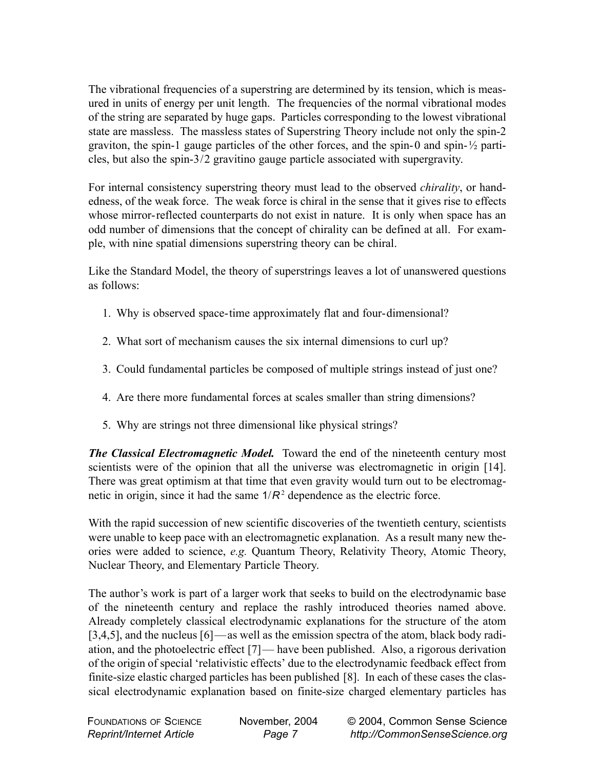The vibrational frequencies of a superstring are determined by its tension, which is measured in units of energy per unit length. The frequencies of the normal vibrational modes of the string are separated by huge gaps. Particles corresponding to the lowest vibrational state are massless. The massless states of Superstring Theory include not only the spin-2 graviton, the spin-1 gauge particles of the other forces, and the spin-0 and spin-½ particles, but also the spin-3/2 gravitino gauge particle associated with supergravity.

For internal consistency superstring theory must lead to the observed *chirality*, or handedness, of the weak force. The weak force is chiral in the sense that it gives rise to effects whose mirror-reflected counterparts do not exist in nature. It is only when space has an odd number of dimensions that the concept of chirality can be defined at all. For example, with nine spatial dimensions superstring theory can be chiral.

Like the Standard Model, the theory of superstrings leaves a lot of unanswered questions as follows:

1. Why is observed space-time approximately flat and four-dimensional?
2. What sort of mechanism causes the six internal dimensions to curl up?
3. Could fundamental particles be composed of multiple strings instead of just one?
4. Are there more fundamental forces at scales smaller than string dimensions?
5. Why are strings not three dimensional like physical strings?

***The Classical Electromagnetic Model.*** Toward the end of the nineteenth century most scientists were of the opinion that all the universe was electromagnetic in origin [14]. There was great optimism at that time that even gravity would turn out to be electromagnetic in origin, since it had the same $1/R^2$ dependence as the electric force.

With the rapid succession of new scientific discoveries of the twentieth century, scientists were unable to keep pace with an electromagnetic explanation. As a result many new theories were added to science, *e.g.* Quantum Theory, Relativity Theory, Atomic Theory, Nuclear Theory, and Elementary Particle Theory.

The author's work is part of a larger work that seeks to build on the electrodynamic base of the nineteenth century and replace the rashly introduced theories named above. Already completely classical electrodynamic explanations for the structure of the atom [3,4,5], and the nucleus [6]—as well as the emission spectra of the atom, black body radiation, and the photoelectric effect [7]— have been published. Also, a rigorous derivation of the origin of special 'relativistic effects' due to the electrodynamic feedback effect from finite-size elastic charged particles has been published [8]. In each of these cases the classical electrodynamic explanation based on finite-size charged elementary particles has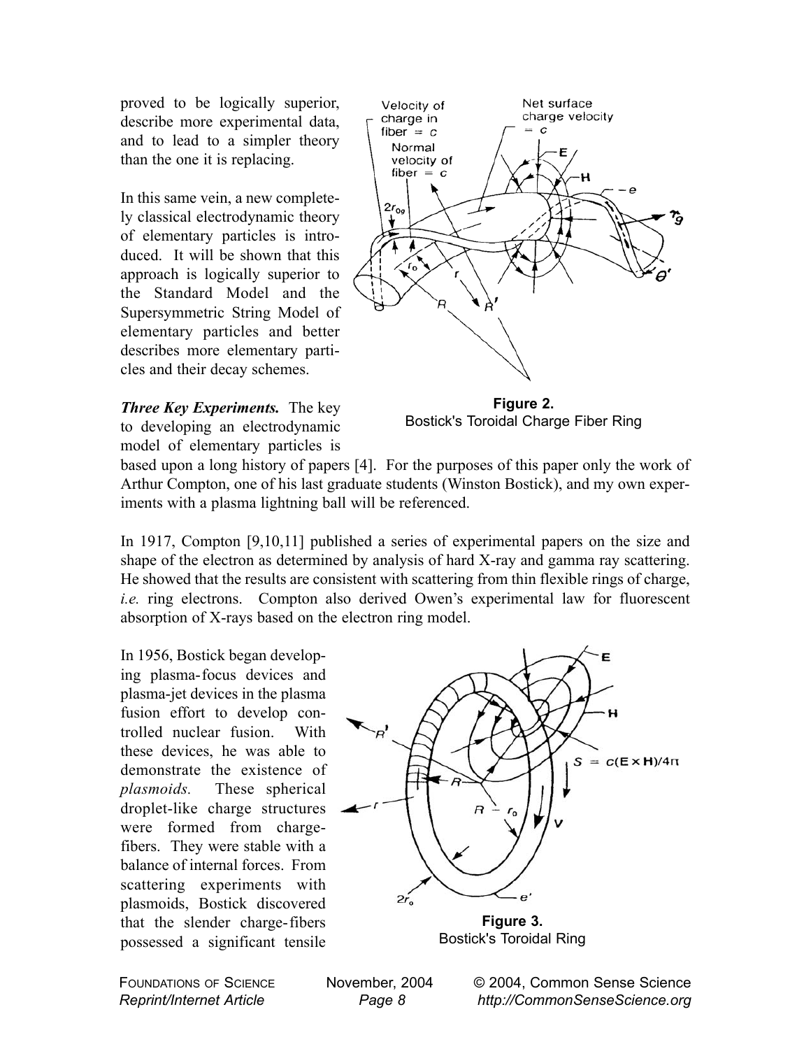proved to be logically superior, describe more experimental data, and to lead to a simpler theory than the one it is replacing.

In this same vein, a new completely classical electrodynamic theory of elementary particles is introduced. It will be shown that this approach is logically superior to the Standard Model and the Supersymmetric String Model of elementary particles and better describes more elementary particles and their decay schemes.

**Figure 2.**
Bostick's Toroidal Charge Fiber Ring

***Three Key Experiments.*** The key to developing an electrodynamic model of elementary particles is based upon a long history of papers [4]. For the purposes of this paper only the work of Arthur Compton, one of his last graduate students (Winston Bostick), and my own experiments with a plasma lightning ball will be referenced.

In 1917, Compton [9,10,11] published a series of experimental papers on the size and shape of the electron as determined by analysis of hard X-ray and gamma ray scattering. He showed that the results are consistent with scattering from thin flexible rings of charge, *i.e.* ring electrons. Compton also derived Owen's experimental law for fluorescent absorption of X-rays based on the electron ring model.

In 1956, Bostick began developing plasma-focus devices and plasma-jet devices in the plasma fusion effort to develop controlled nuclear fusion. With these devices, he was able to demonstrate the existence of *plasmoids.* These spherical droplet-like charge structures were formed from charge-fibers. They were stable with a balance of internal forces. From scattering experiments with plasmoids, Bostick discovered that the slender charge-fibers possessed a significant tensile

**Figure 3.**
Bostick's Toroidal Ring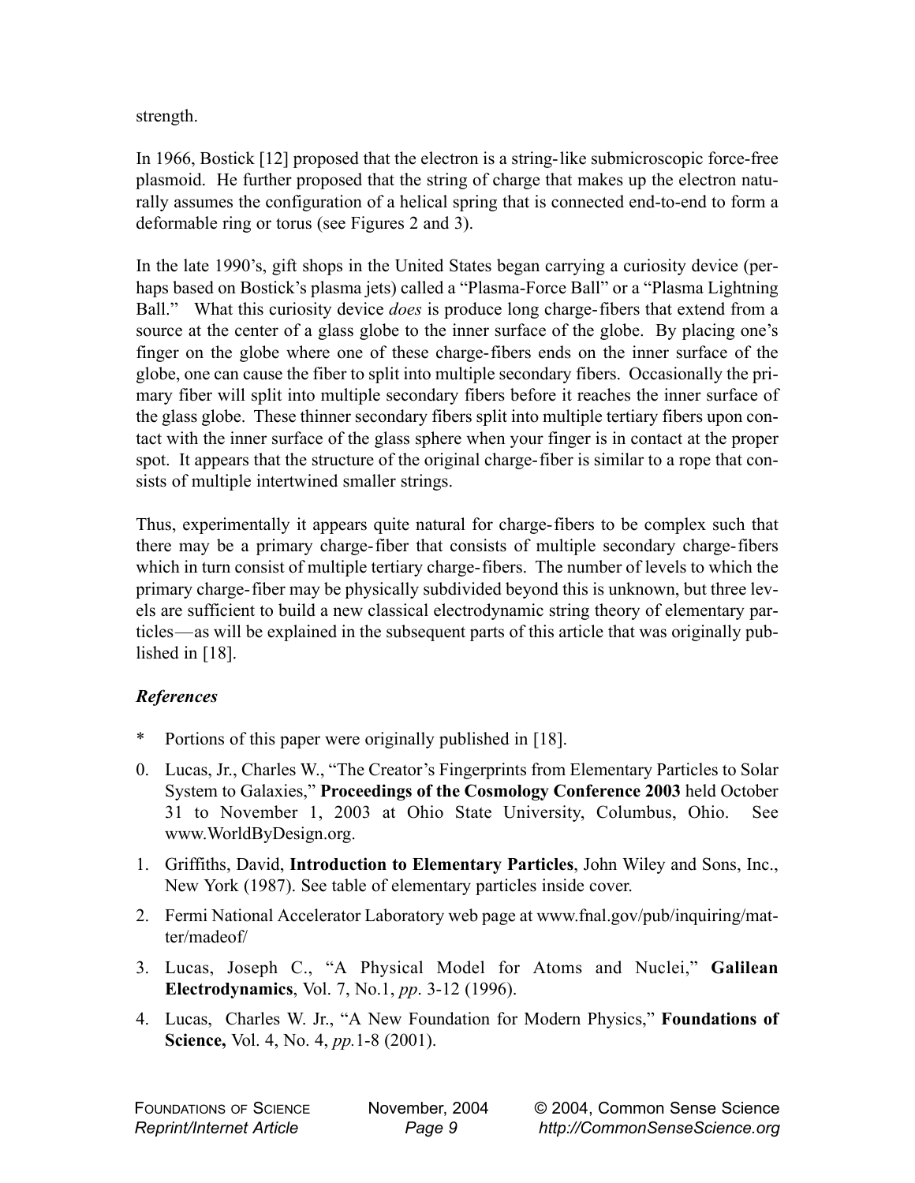strength.

In 1966, Bostick [12] proposed that the electron is a string-like submicroscopic force-free plasmoid. He further proposed that the string of charge that makes up the electron naturally assumes the configuration of a helical spring that is connected end-to-end to form a deformable ring or torus (see Figures 2 and 3).

In the late 1990's, gift shops in the United States began carrying a curiosity device (perhaps based on Bostick's plasma jets) called a "Plasma-Force Ball" or a "Plasma Lightning Ball." What this curiosity device *does* is produce long charge-fibers that extend from a source at the center of a glass globe to the inner surface of the globe. By placing one's finger on the globe where one of these charge-fibers ends on the inner surface of the globe, one can cause the fiber to split into multiple secondary fibers. Occasionally the primary fiber will split into multiple secondary fibers before it reaches the inner surface of the glass globe. These thinner secondary fibers split into multiple tertiary fibers upon contact with the inner surface of the glass sphere when your finger is in contact at the proper spot. It appears that the structure of the original charge-fiber is similar to a rope that consists of multiple intertwined smaller strings.

Thus, experimentally it appears quite natural for charge-fibers to be complex such that there may be a primary charge-fiber that consists of multiple secondary charge-fibers which in turn consist of multiple tertiary charge-fibers. The number of levels to which the primary charge-fiber may be physically subdivided beyond this is unknown, but three levels are sufficient to build a new classical electrodynamic string theory of elementary particles—as will be explained in the subsequent parts of this article that was originally published in [18].

### *References*

\* Portions of this paper were originally published in [18].

0. Lucas, Jr., Charles W., "The Creator's Fingerprints from Elementary Particles to Solar System to Galaxies," **Proceedings of the Cosmology Conference 2003** held October 31 to November 1, 2003 at Ohio State University, Columbus, Ohio. See www.WorldByDesign.org.
1. Griffiths, David, **Introduction to Elementary Particles**, John Wiley and Sons, Inc., New York (1987). See table of elementary particles inside cover.
2. Fermi National Accelerator Laboratory web page at www.fnal.gov/pub/inquiring/matter/madeof/
3. Lucas, Joseph C., "A Physical Model for Atoms and Nuclei," **Galilean Electrodynamics**, Vol. 7, No.1, *pp*. 3-12 (1996).
4. Lucas, Charles W. Jr., "A New Foundation for Modern Physics," **Foundations of Science,** Vol. 4, No. 4, *pp.*1-8 (2001).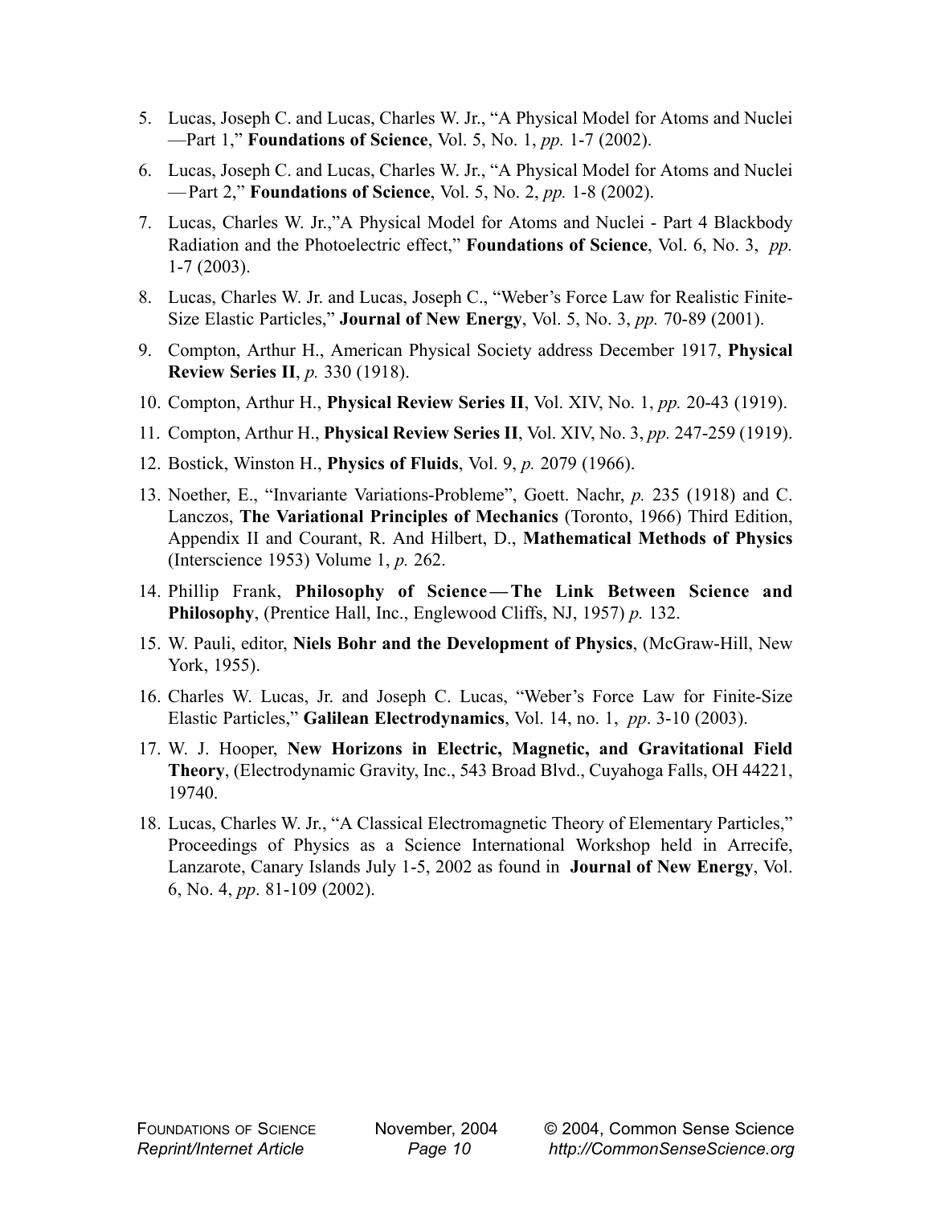5. Lucas, Joseph C. and Lucas, Charles W. Jr., “A Physical Model for Atoms and Nuclei —Part 1,” **Foundations of Science**, Vol. 5, No. 1, *pp.* 1-7 (2002).
6. Lucas, Joseph C. and Lucas, Charles W. Jr., “A Physical Model for Atoms and Nuclei — Part 2,” **Foundations of Science**, Vol. 5, No. 2, *pp.* 1-8 (2002).
7. Lucas, Charles W. Jr.,”A Physical Model for Atoms and Nuclei - Part 4 Blackbody Radiation and the Photoelectric effect,” **Foundations of Science**, Vol. 6, No. 3, *pp.* 1-7 (2003).
8. Lucas, Charles W. Jr. and Lucas, Joseph C., “Weber’s Force Law for Realistic Finite-Size Elastic Particles,” **Journal of New Energy**, Vol. 5, No. 3, *pp.* 70-89 (2001).
9. Compton, Arthur H., American Physical Society address December 1917, **Physical Review Series II**, *p.* 330 (1918).
10. Compton, Arthur H., **Physical Review Series II**, Vol. XIV, No. 1, *pp.* 20-43 (1919).
11. Compton, Arthur H., **Physical Review Series II**, Vol. XIV, No. 3, *pp.* 247-259 (1919).
12. Bostick, Winston H., **Physics of Fluids**, Vol. 9, *p.* 2079 (1966).
13. Noether, E., “Invariante Variations-Probleme”, Goett. Nachr, *p.* 235 (1918) and C. Lanczos, **The Variational Principles of Mechanics** (Toronto, 1966) Third Edition, Appendix II and Courant, R. And Hilbert, D., **Mathematical Methods of Physics** (Interscience 1953) Volume 1, *p.* 262.
14. Phillip Frank, **Philosophy of Science — The Link Between Science and Philosophy**, (Prentice Hall, Inc., Englewood Cliffs, NJ, 1957) *p.* 132.
15. W. Pauli, editor, **Niels Bohr and the Development of Physics**, (McGraw-Hill, New York, 1955).
16. Charles W. Lucas, Jr. and Joseph C. Lucas, “Weber’s Force Law for Finite-Size Elastic Particles,” **Galilean Electrodynamics**, Vol. 14, no. 1, *pp*. 3-10 (2003).
17. W. J. Hooper, **New Horizons in Electric, Magnetic, and Gravitational Field Theory**, (Electrodynamic Gravity, Inc., 543 Broad Blvd., Cuyahoga Falls, OH 44221, 19740.
18. Lucas, Charles W. Jr., “A Classical Electromagnetic Theory of Elementary Particles,” Proceedings of Physics as a Science International Workshop held in Arrecife, Lanzarote, Canary Islands July 1-5, 2002 as found in **Journal of New Energy**, Vol. 6, No. 4, *pp*. 81-109 (2002).